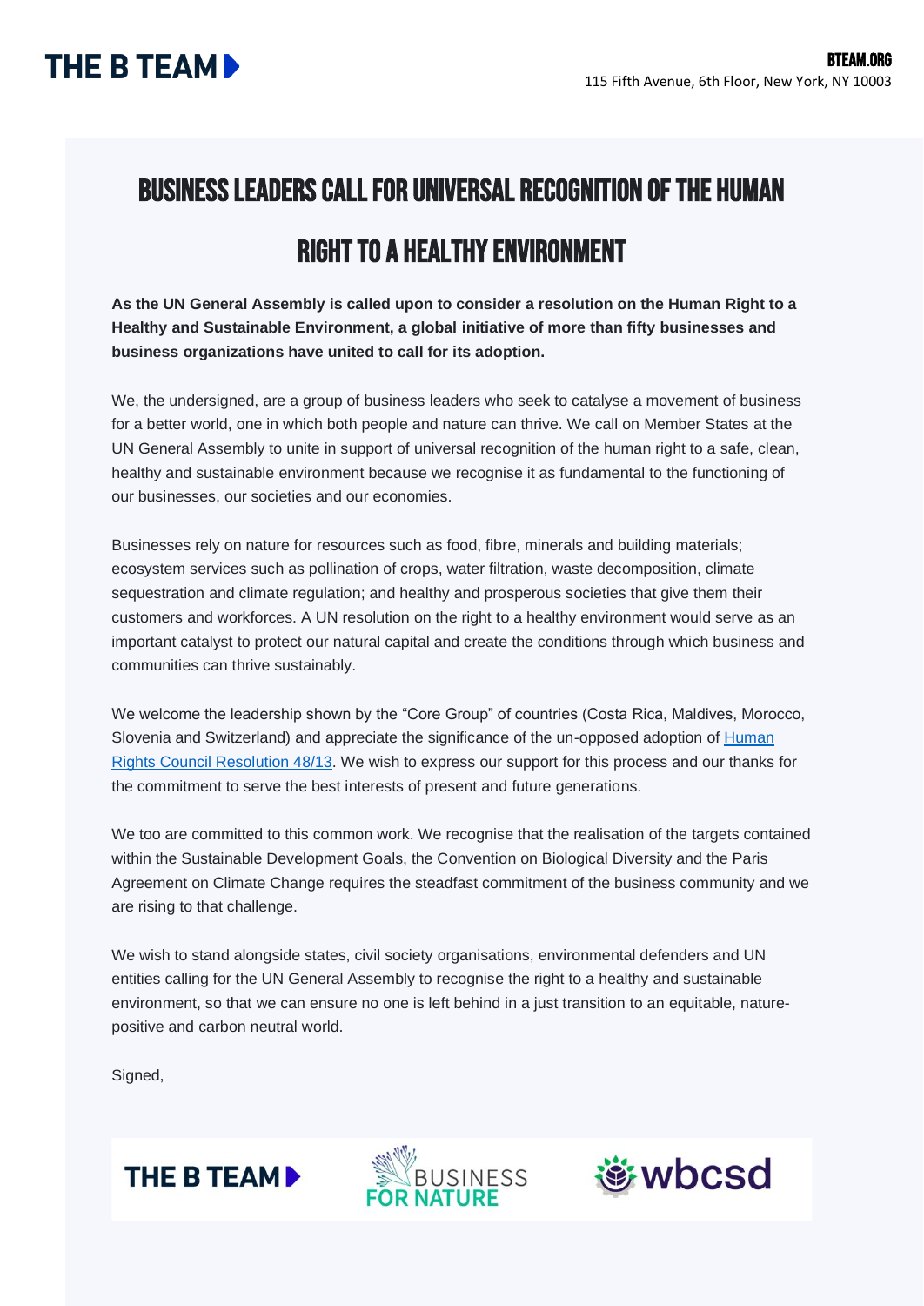THE B TEAM

BTEAM.ORG
115 Fifth Avenue, 6th Floor, New York, NY 10003

# BUSINESS LEADERS CALL FOR UNIVERSAL RECOGNITION OF THE HUMAN RIGHT TO A HEALTHY ENVIRONMENT

**As the UN General Assembly is called upon to consider a resolution on the Human Right to a Healthy and Sustainable Environment, a global initiative of more than fifty businesses and business organizations have united to call for its adoption.**

We, the undersigned, are a group of business leaders who seek to catalyse a movement of business for a better world, one in which both people and nature can thrive. We call on Member States at the UN General Assembly to unite in support of universal recognition of the human right to a safe, clean, healthy and sustainable environment because we recognise it as fundamental to the functioning of our businesses, our societies and our economies.

Businesses rely on nature for resources such as food, fibre, minerals and building materials; ecosystem services such as pollination of crops, water filtration, waste decomposition, climate sequestration and climate regulation; and healthy and prosperous societies that give them their customers and workforces. A UN resolution on the right to a healthy environment would serve as an important catalyst to protect our natural capital and create the conditions through which business and communities can thrive sustainably.

We welcome the leadership shown by the "Core Group" of countries (Costa Rica, Maldives, Morocco, Slovenia and Switzerland) and appreciate the significance of the un-opposed adoption of Human Rights Council Resolution 48/13. We wish to express our support for this process and our thanks for the commitment to serve the best interests of present and future generations.

We too are committed to this common work. We recognise that the realisation of the targets contained within the Sustainable Development Goals, the Convention on Biological Diversity and the Paris Agreement on Climate Change requires the steadfast commitment of the business community and we are rising to that challenge.

We wish to stand alongside states, civil society organisations, environmental defenders and UN entities calling for the UN General Assembly to recognise the right to a healthy and sustainable environment, so that we can ensure no one is left behind in a just transition to an equitable, nature-positive and carbon neutral world.

Signed,

THE B TEAM | BUSINESS FOR NATURE | wbcsd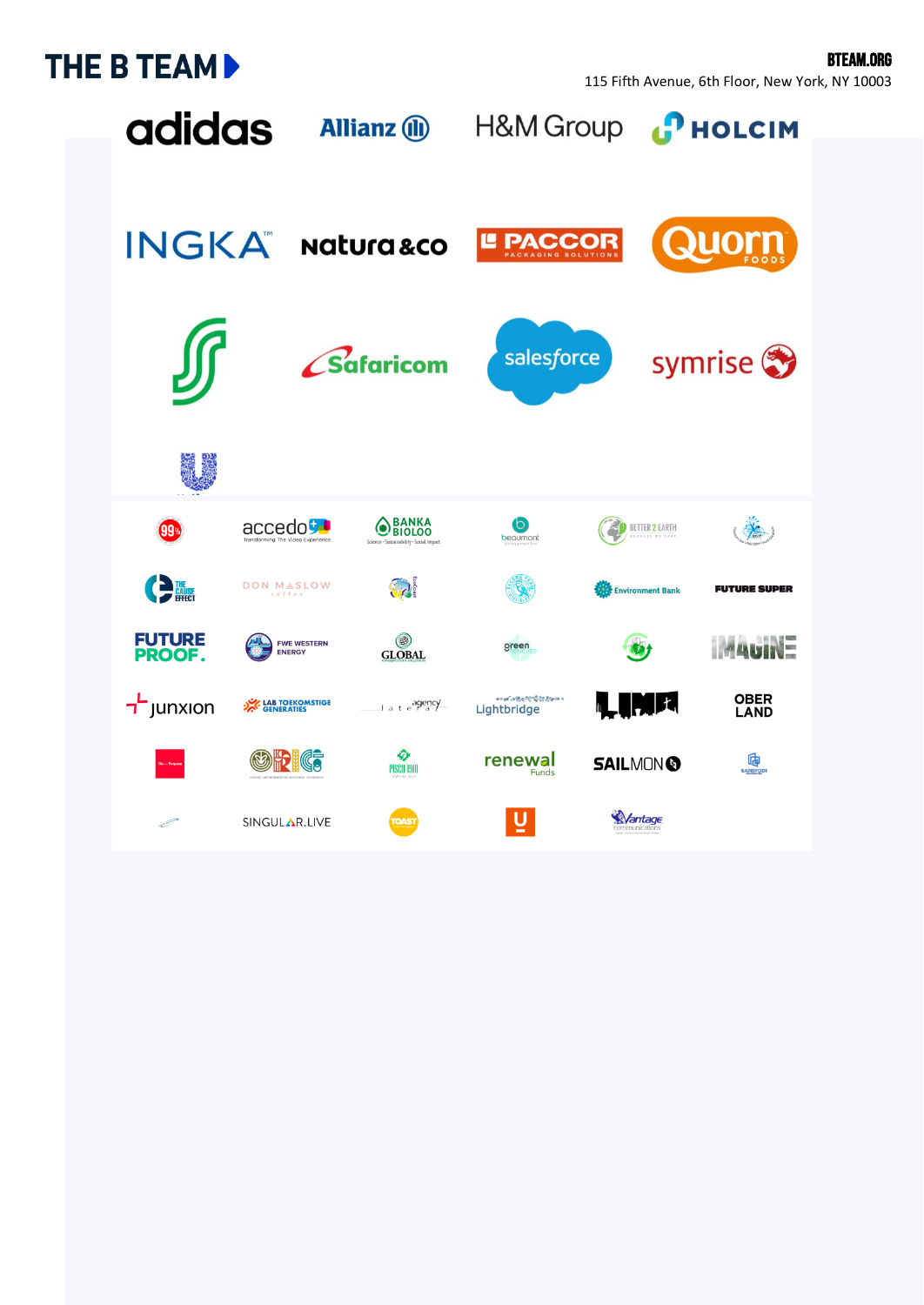THE B TEAM

BTEAM.ORG
115 Fifth Avenue, 6th Floor, New York, NY 10003

adidas

Allianz

H&M Group

HOLCIM

INGKA

Natura &co

PACCOR PACKAGING SOLUTIONS

Quorn FOODS

Safaricom

salesforce

symrise

accedo Transforming The Video Experience

BANKA BIOLOO Science · Sustainability · Social Impact

beaumont

BETTER 2 EARTH

THE CAUSE EFFECT

DON MASLOW coffee

Environment Bank

FUTURE SUPER

FUTURE PROOF.

FWE WESTERN ENERGY

GLOBAL

green

IMAGINE

junxion

LAB TOEKOMSTIGE GENERATIES

agency

Lightbridge

LIMA

OBER LAND

renewal Funds

SAILMON

SINGULAR.LIVE

TOAST

Vantage communications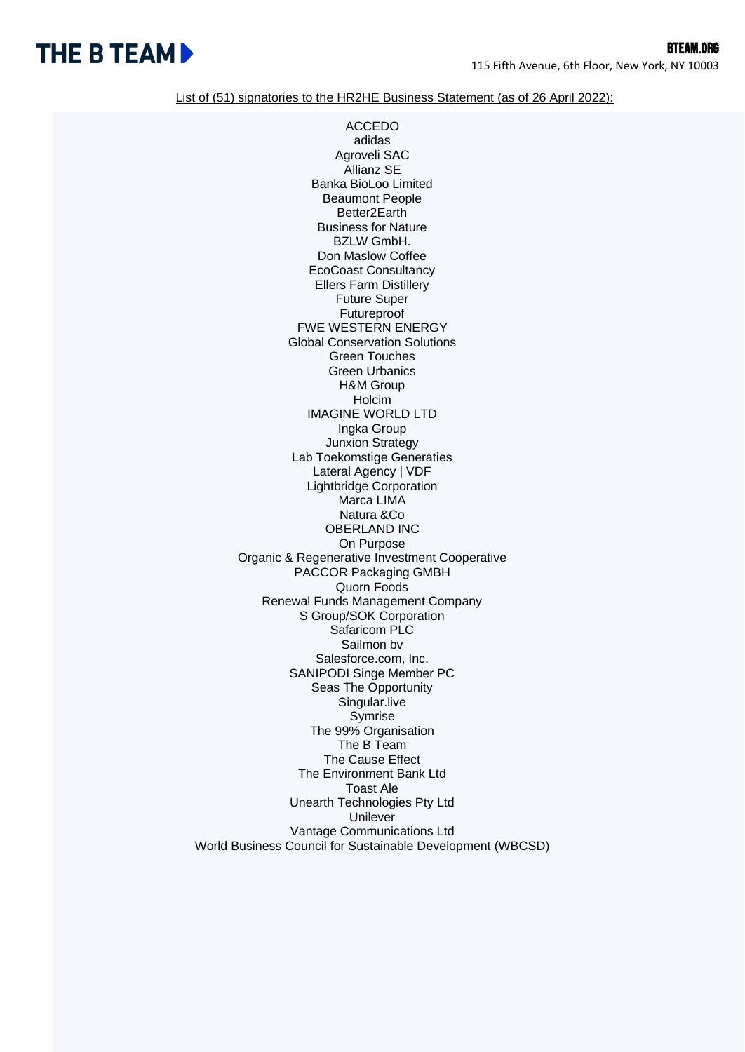List of (51) signatories to the HR2HE Business Statement (as of 26 April 2022):

ACCEDO
adidas
Agroveli SAC
Allianz SE
Banka BioLoo Limited
Beaumont People
Better2Earth
Business for Nature
BZLW GmbH.
Don Maslow Coffee
EcoCoast Consultancy
Ellers Farm Distillery
Future Super
Futureproof
FWE WESTERN ENERGY
Global Conservation Solutions
Green Touches
Green Urbanics
H&M Group
Holcim
IMAGINE WORLD LTD
Ingka Group
Junxion Strategy
Lab Toekomstige Generaties
Lateral Agency | VDF
Lightbridge Corporation
Marca LIMA
Natura &Co
OBERLAND INC
On Purpose
Organic & Regenerative Investment Cooperative
PACCOR Packaging GMBH
Quorn Foods
Renewal Funds Management Company
S Group/SOK Corporation
Safaricom PLC
Sailmon bv
Salesforce.com, Inc.
SANIPODI Singe Member PC
Seas The Opportunity
Singular.live
Symrise
The 99% Organisation
The B Team
The Cause Effect
The Environment Bank Ltd
Toast Ale
Unearth Technologies Pty Ltd
Unilever
Vantage Communications Ltd
World Business Council for Sustainable Development (WBCSD)